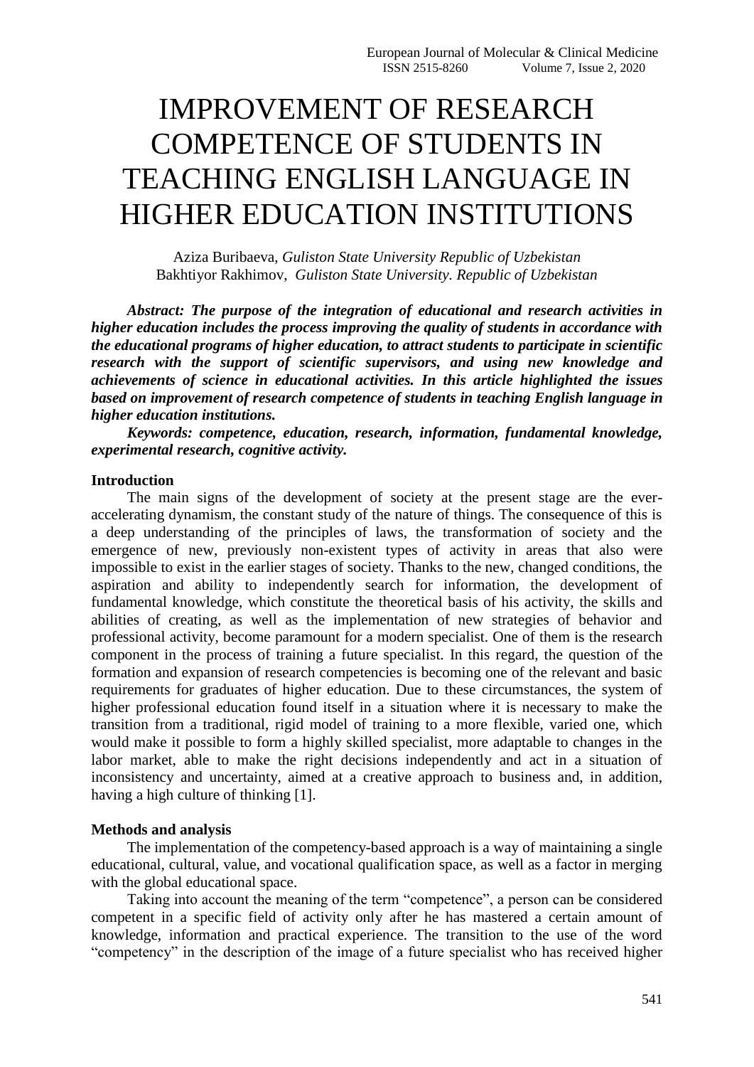# IMPROVEMENT OF RESEARCH COMPETENCE OF STUDENTS IN TEACHING ENGLISH LANGUAGE IN HIGHER EDUCATION INSTITUTIONS

Aziza Buribaeva, *Guliston State University Republic of Uzbekistan*
Bakhtiyor Rakhimov, *Guliston State University. Republic of Uzbekistan*

***Abstract: The purpose of the integration of educational and research activities in higher education includes the process improving the quality of students in accordance with the educational programs of higher education, to attract students to participate in scientific research with the support of scientific supervisors, and using new knowledge and achievements of science in educational activities. In this article highlighted the issues based on improvement of research competence of students in teaching English language in higher education institutions.***

***Keywords: competence, education, research, information, fundamental knowledge, experimental research, cognitive activity.***

**Introduction**

The main signs of the development of society at the present stage are the ever-accelerating dynamism, the constant study of the nature of things. The consequence of this is a deep understanding of the principles of laws, the transformation of society and the emergence of new, previously non-existent types of activity in areas that also were impossible to exist in the earlier stages of society. Thanks to the new, changed conditions, the aspiration and ability to independently search for information, the development of fundamental knowledge, which constitute the theoretical basis of his activity, the skills and abilities of creating, as well as the implementation of new strategies of behavior and professional activity, become paramount for a modern specialist. One of them is the research component in the process of training a future specialist. In this regard, the question of the formation and expansion of research competencies is becoming one of the relevant and basic requirements for graduates of higher education. Due to these circumstances, the system of higher professional education found itself in a situation where it is necessary to make the transition from a traditional, rigid model of training to a more flexible, varied one, which would make it possible to form a highly skilled specialist, more adaptable to changes in the labor market, able to make the right decisions independently and act in a situation of inconsistency and uncertainty, aimed at a creative approach to business and, in addition, having a high culture of thinking [1].

**Methods and analysis**

The implementation of the competency-based approach is a way of maintaining a single educational, cultural, value, and vocational qualification space, as well as a factor in merging with the global educational space.

Taking into account the meaning of the term "competence", a person can be considered competent in a specific field of activity only after he has mastered a certain amount of knowledge, information and practical experience. The transition to the use of the word "competency" in the description of the image of a future specialist who has received higher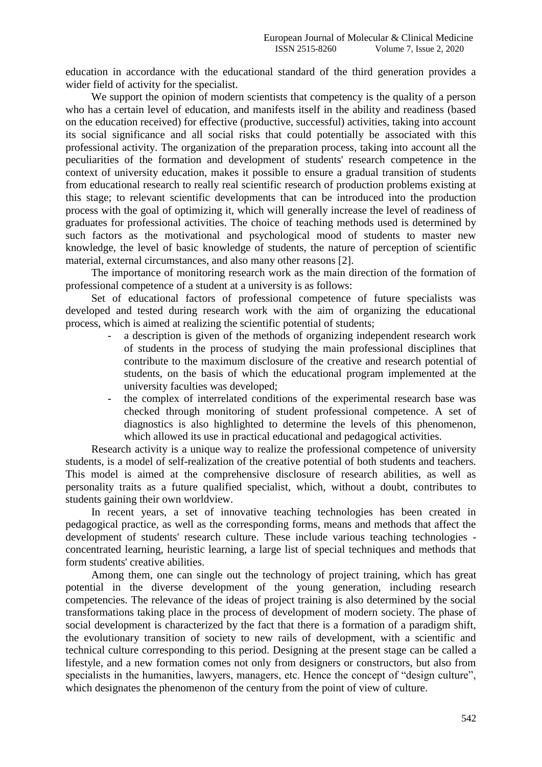education in accordance with the educational standard of the third generation provides a wider field of activity for the specialist.

We support the opinion of modern scientists that competency is the quality of a person who has a certain level of education, and manifests itself in the ability and readiness (based on the education received) for effective (productive, successful) activities, taking into account its social significance and all social risks that could potentially be associated with this professional activity. The organization of the preparation process, taking into account all the peculiarities of the formation and development of students' research competence in the context of university education, makes it possible to ensure a gradual transition of students from educational research to really real scientific research of production problems existing at this stage; to relevant scientific developments that can be introduced into the production process with the goal of optimizing it, which will generally increase the level of readiness of graduates for professional activities. The choice of teaching methods used is determined by such factors as the motivational and psychological mood of students to master new knowledge, the level of basic knowledge of students, the nature of perception of scientific material, external circumstances, and also many other reasons [2].

The importance of monitoring research work as the main direction of the formation of professional competence of a student at a university is as follows:

Set of educational factors of professional competence of future specialists was developed and tested during research work with the aim of organizing the educational process, which is aimed at realizing the scientific potential of students;

- a description is given of the methods of organizing independent research work of students in the process of studying the main professional disciplines that contribute to the maximum disclosure of the creative and research potential of students, on the basis of which the educational program implemented at the university faculties was developed;
- the complex of interrelated conditions of the experimental research base was checked through monitoring of student professional competence. A set of diagnostics is also highlighted to determine the levels of this phenomenon, which allowed its use in practical educational and pedagogical activities.

Research activity is a unique way to realize the professional competence of university students, is a model of self-realization of the creative potential of both students and teachers. This model is aimed at the comprehensive disclosure of research abilities, as well as personality traits as a future qualified specialist, which, without a doubt, contributes to students gaining their own worldview.

In recent years, a set of innovative teaching technologies has been created in pedagogical practice, as well as the corresponding forms, means and methods that affect the development of students' research culture. These include various teaching technologies - concentrated learning, heuristic learning, a large list of special techniques and methods that form students' creative abilities.

Among them, one can single out the technology of project training, which has great potential in the diverse development of the young generation, including research competencies. The relevance of the ideas of project training is also determined by the social transformations taking place in the process of development of modern society. The phase of social development is characterized by the fact that there is a formation of a paradigm shift, the evolutionary transition of society to new rails of development, with a scientific and technical culture corresponding to this period. Designing at the present stage can be called a lifestyle, and a new formation comes not only from designers or constructors, but also from specialists in the humanities, lawyers, managers, etc. Hence the concept of "design culture", which designates the phenomenon of the century from the point of view of culture.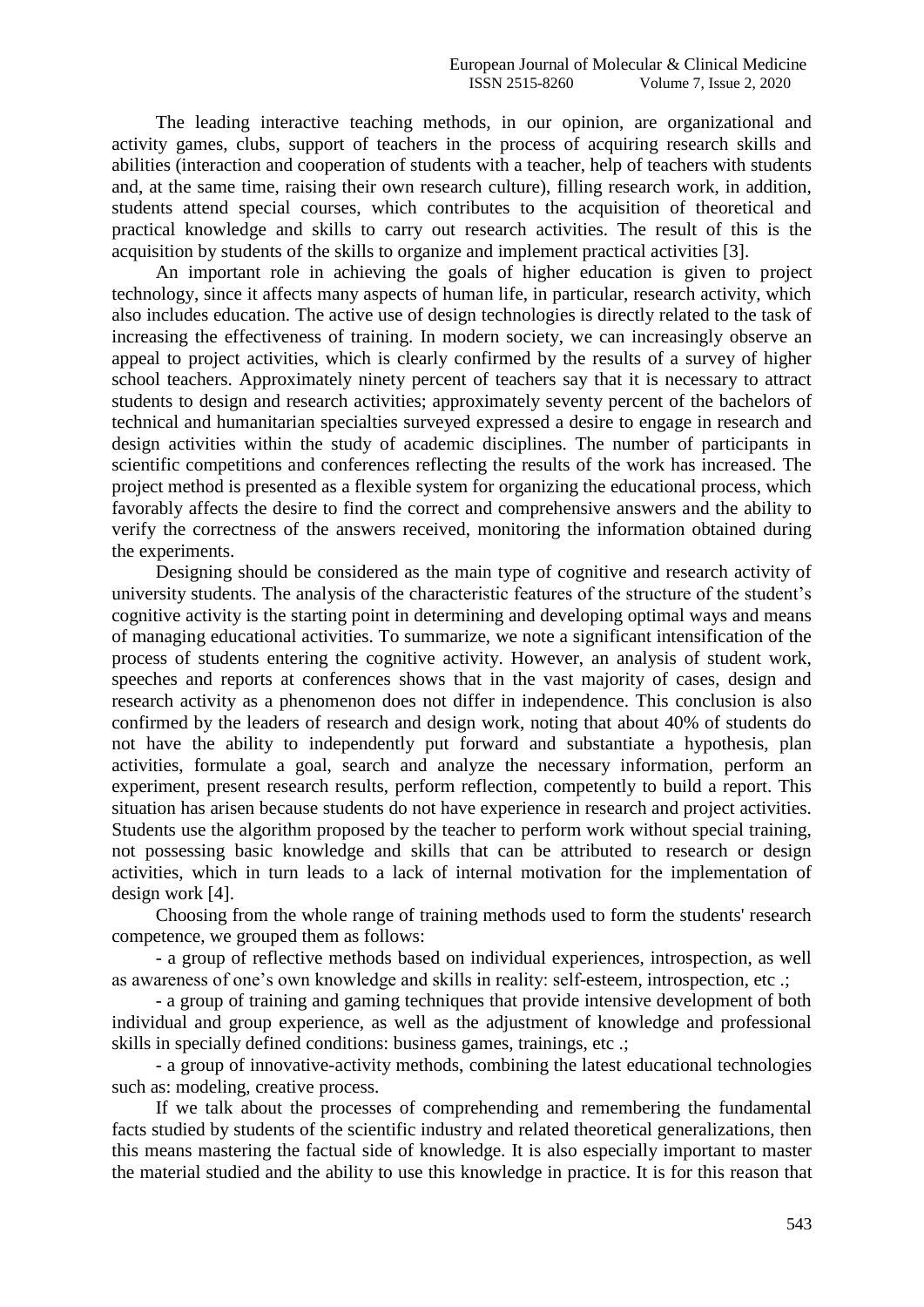The leading interactive teaching methods, in our opinion, are organizational and activity games, clubs, support of teachers in the process of acquiring research skills and abilities (interaction and cooperation of students with a teacher, help of teachers with students and, at the same time, raising their own research culture), filling research work, in addition, students attend special courses, which contributes to the acquisition of theoretical and practical knowledge and skills to carry out research activities. The result of this is the acquisition by students of the skills to organize and implement practical activities [3].

An important role in achieving the goals of higher education is given to project technology, since it affects many aspects of human life, in particular, research activity, which also includes education. The active use of design technologies is directly related to the task of increasing the effectiveness of training. In modern society, we can increasingly observe an appeal to project activities, which is clearly confirmed by the results of a survey of higher school teachers. Approximately ninety percent of teachers say that it is necessary to attract students to design and research activities; approximately seventy percent of the bachelors of technical and humanitarian specialties surveyed expressed a desire to engage in research and design activities within the study of academic disciplines. The number of participants in scientific competitions and conferences reflecting the results of the work has increased. The project method is presented as a flexible system for organizing the educational process, which favorably affects the desire to find the correct and comprehensive answers and the ability to verify the correctness of the answers received, monitoring the information obtained during the experiments.

Designing should be considered as the main type of cognitive and research activity of university students. The analysis of the characteristic features of the structure of the student's cognitive activity is the starting point in determining and developing optimal ways and means of managing educational activities. To summarize, we note a significant intensification of the process of students entering the cognitive activity. However, an analysis of student work, speeches and reports at conferences shows that in the vast majority of cases, design and research activity as a phenomenon does not differ in independence. This conclusion is also confirmed by the leaders of research and design work, noting that about 40% of students do not have the ability to independently put forward and substantiate a hypothesis, plan activities, formulate a goal, search and analyze the necessary information, perform an experiment, present research results, perform reflection, competently to build a report. This situation has arisen because students do not have experience in research and project activities. Students use the algorithm proposed by the teacher to perform work without special training, not possessing basic knowledge and skills that can be attributed to research or design activities, which in turn leads to a lack of internal motivation for the implementation of design work [4].

Choosing from the whole range of training methods used to form the students' research competence, we grouped them as follows:

- a group of reflective methods based on individual experiences, introspection, as well as awareness of one's own knowledge and skills in reality: self-esteem, introspection, etc .;
- a group of training and gaming techniques that provide intensive development of both individual and group experience, as well as the adjustment of knowledge and professional skills in specially defined conditions: business games, trainings, etc .;
- a group of innovative-activity methods, combining the latest educational technologies such as: modeling, creative process.

If we talk about the processes of comprehending and remembering the fundamental facts studied by students of the scientific industry and related theoretical generalizations, then this means mastering the factual side of knowledge. It is also especially important to master the material studied and the ability to use this knowledge in practice. It is for this reason that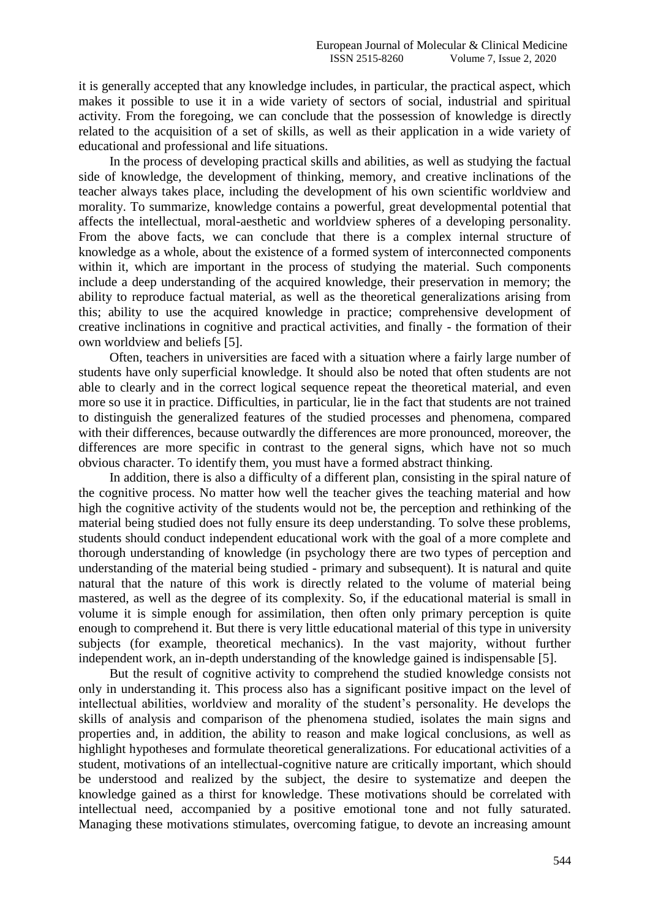it is generally accepted that any knowledge includes, in particular, the practical aspect, which makes it possible to use it in a wide variety of sectors of social, industrial and spiritual activity. From the foregoing, we can conclude that the possession of knowledge is directly related to the acquisition of a set of skills, as well as their application in a wide variety of educational and professional and life situations.

In the process of developing practical skills and abilities, as well as studying the factual side of knowledge, the development of thinking, memory, and creative inclinations of the teacher always takes place, including the development of his own scientific worldview and morality. To summarize, knowledge contains a powerful, great developmental potential that affects the intellectual, moral-aesthetic and worldview spheres of a developing personality. From the above facts, we can conclude that there is a complex internal structure of knowledge as a whole, about the existence of a formed system of interconnected components within it, which are important in the process of studying the material. Such components include a deep understanding of the acquired knowledge, their preservation in memory; the ability to reproduce factual material, as well as the theoretical generalizations arising from this; ability to use the acquired knowledge in practice; comprehensive development of creative inclinations in cognitive and practical activities, and finally - the formation of their own worldview and beliefs [5].

Often, teachers in universities are faced with a situation where a fairly large number of students have only superficial knowledge. It should also be noted that often students are not able to clearly and in the correct logical sequence repeat the theoretical material, and even more so use it in practice. Difficulties, in particular, lie in the fact that students are not trained to distinguish the generalized features of the studied processes and phenomena, compared with their differences, because outwardly the differences are more pronounced, moreover, the differences are more specific in contrast to the general signs, which have not so much obvious character. To identify them, you must have a formed abstract thinking.

In addition, there is also a difficulty of a different plan, consisting in the spiral nature of the cognitive process. No matter how well the teacher gives the teaching material and how high the cognitive activity of the students would not be, the perception and rethinking of the material being studied does not fully ensure its deep understanding. To solve these problems, students should conduct independent educational work with the goal of a more complete and thorough understanding of knowledge (in psychology there are two types of perception and understanding of the material being studied - primary and subsequent). It is natural and quite natural that the nature of this work is directly related to the volume of material being mastered, as well as the degree of its complexity. So, if the educational material is small in volume it is simple enough for assimilation, then often only primary perception is quite enough to comprehend it. But there is very little educational material of this type in university subjects (for example, theoretical mechanics). In the vast majority, without further independent work, an in-depth understanding of the knowledge gained is indispensable [5].

But the result of cognitive activity to comprehend the studied knowledge consists not only in understanding it. This process also has a significant positive impact on the level of intellectual abilities, worldview and morality of the student's personality. He develops the skills of analysis and comparison of the phenomena studied, isolates the main signs and properties and, in addition, the ability to reason and make logical conclusions, as well as highlight hypotheses and formulate theoretical generalizations. For educational activities of a student, motivations of an intellectual-cognitive nature are critically important, which should be understood and realized by the subject, the desire to systematize and deepen the knowledge gained as a thirst for knowledge. These motivations should be correlated with intellectual need, accompanied by a positive emotional tone and not fully saturated. Managing these motivations stimulates, overcoming fatigue, to devote an increasing amount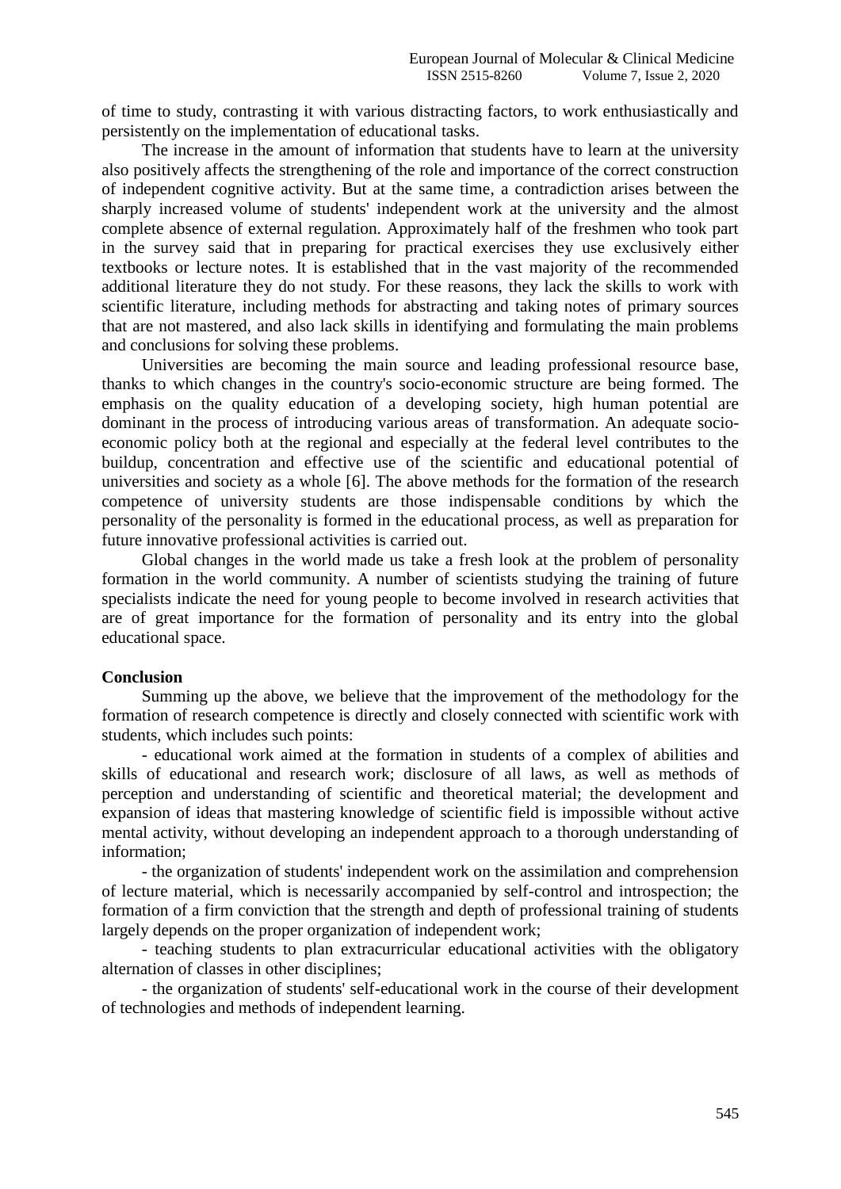of time to study, contrasting it with various distracting factors, to work enthusiastically and persistently on the implementation of educational tasks.

The increase in the amount of information that students have to learn at the university also positively affects the strengthening of the role and importance of the correct construction of independent cognitive activity. But at the same time, a contradiction arises between the sharply increased volume of students' independent work at the university and the almost complete absence of external regulation. Approximately half of the freshmen who took part in the survey said that in preparing for practical exercises they use exclusively either textbooks or lecture notes. It is established that in the vast majority of the recommended additional literature they do not study. For these reasons, they lack the skills to work with scientific literature, including methods for abstracting and taking notes of primary sources that are not mastered, and also lack skills in identifying and formulating the main problems and conclusions for solving these problems.

Universities are becoming the main source and leading professional resource base, thanks to which changes in the country's socio-economic structure are being formed. The emphasis on the quality education of a developing society, high human potential are dominant in the process of introducing various areas of transformation. An adequate socio-economic policy both at the regional and especially at the federal level contributes to the buildup, concentration and effective use of the scientific and educational potential of universities and society as a whole [6]. The above methods for the formation of the research competence of university students are those indispensable conditions by which the personality of the personality is formed in the educational process, as well as preparation for future innovative professional activities is carried out.

Global changes in the world made us take a fresh look at the problem of personality formation in the world community. A number of scientists studying the training of future specialists indicate the need for young people to become involved in research activities that are of great importance for the formation of personality and its entry into the global educational space.

**Conclusion**

Summing up the above, we believe that the improvement of the methodology for the formation of research competence is directly and closely connected with scientific work with students, which includes such points:

- educational work aimed at the formation in students of a complex of abilities and skills of educational and research work; disclosure of all laws, as well as methods of perception and understanding of scientific and theoretical material; the development and expansion of ideas that mastering knowledge of scientific field is impossible without active mental activity, without developing an independent approach to a thorough understanding of information;
- the organization of students' independent work on the assimilation and comprehension of lecture material, which is necessarily accompanied by self-control and introspection; the formation of a firm conviction that the strength and depth of professional training of students largely depends on the proper organization of independent work;
- teaching students to plan extracurricular educational activities with the obligatory alternation of classes in other disciplines;
- the organization of students' self-educational work in the course of their development of technologies and methods of independent learning.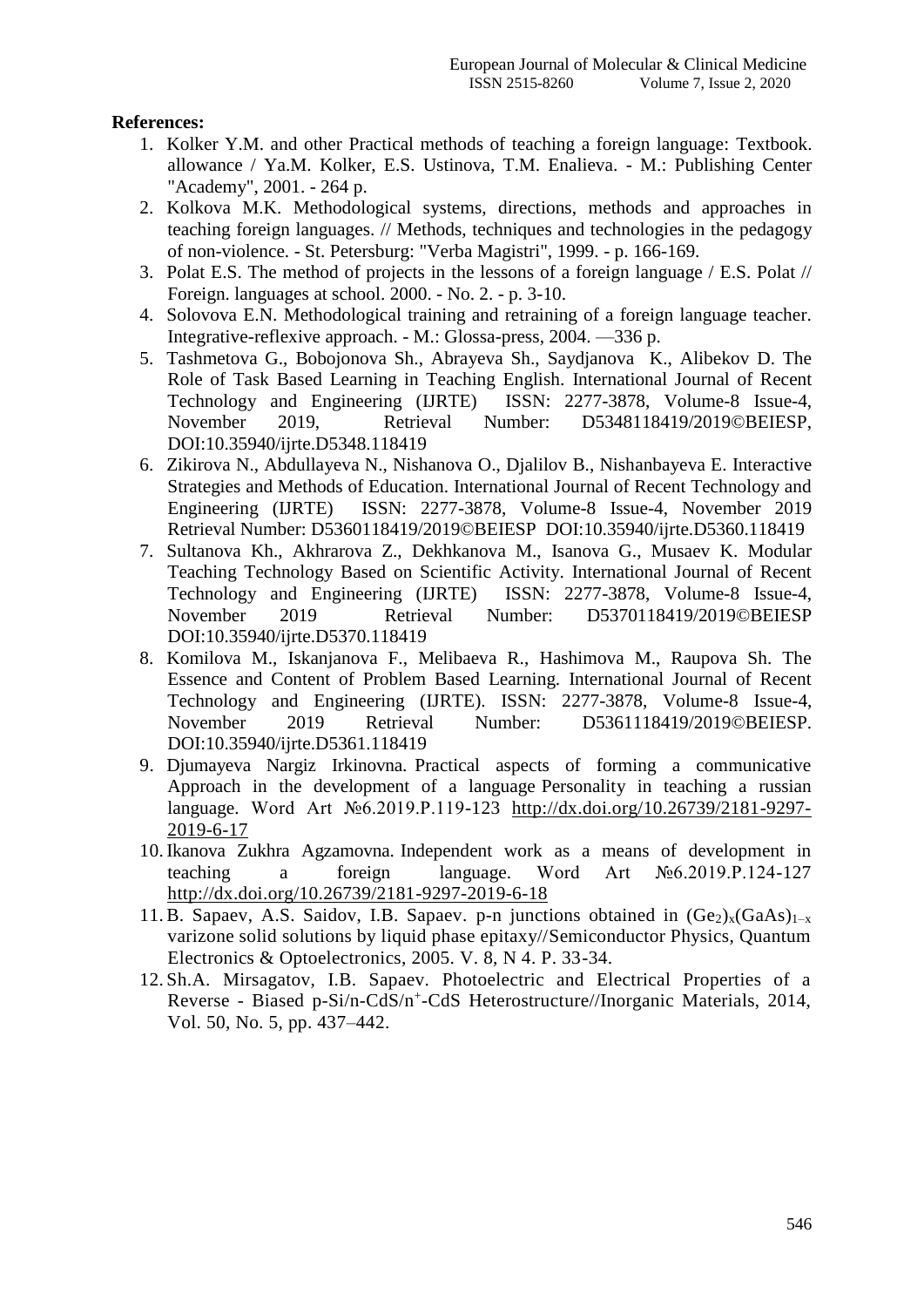**References:**

1. Kolker Y.M. and other Practical methods of teaching a foreign language: Textbook. allowance / Ya.M. Kolker, E.S. Ustinova, T.M. Enalieva. - M.: Publishing Center "Academy", 2001. - 264 p.
2. Kolkova M.K. Methodological systems, directions, methods and approaches in teaching foreign languages. // Methods, techniques and technologies in the pedagogy of non-violence. - St. Petersburg: "Verba Magistri", 1999. - p. 166-169.
3. Polat E.S. The method of projects in the lessons of a foreign language / E.S. Polat // Foreign. languages at school. 2000. - No. 2. - p. 3-10.
4. Solovova E.N. Methodological training and retraining of a foreign language teacher. Integrative-reflexive approach. - M.: Glossa-press, 2004. —336 p.
5. Tashmetova G., Bobojonova Sh., Abrayeva Sh., Saydjanova K., Alibekov D. The Role of Task Based Learning in Teaching English. International Journal of Recent Technology and Engineering (IJRTE) ISSN: 2277-3878, Volume-8 Issue-4, November 2019, Retrieval Number: D5348118419/2019©BEIESP, DOI:10.35940/ijrte.D5348.118419
6. Zikirova N., Abdullayeva N., Nishanova O., Djalilov B., Nishanbayeva E. Interactive Strategies and Methods of Education. International Journal of Recent Technology and Engineering (IJRTE) ISSN: 2277-3878, Volume-8 Issue-4, November 2019 Retrieval Number: D5360118419/2019©BEIESP DOI:10.35940/ijrte.D5360.118419
7. Sultanova Kh., Akhrarova Z., Dekhkanova M., Isanova G., Musaev K. Modular Teaching Technology Based on Scientific Activity. International Journal of Recent Technology and Engineering (IJRTE) ISSN: 2277-3878, Volume-8 Issue-4, November 2019 Retrieval Number: D5370118419/2019©BEIESP DOI:10.35940/ijrte.D5370.118419
8. Komilova M., Iskanjanova F., Melibaeva R., Hashimova M., Raupova Sh. The Essence and Content of Problem Based Learning. International Journal of Recent Technology and Engineering (IJRTE). ISSN: 2277-3878, Volume-8 Issue-4, November 2019 Retrieval Number: D5361118419/2019©BEIESP. DOI:10.35940/ijrte.D5361.118419
9. Djumayeva Nargiz Irkinovna. Practical aspects of forming a communicative Approach in the development of a language Personality in teaching a russian language. Word Art №6.2019.P.119-123 http://dx.doi.org/10.26739/2181-9297-2019-6-17
10. Ikanova Zukhra Agzamovna. Independent work as a means of development in teaching a foreign language. Word Art №6.2019.P.124-127 http://dx.doi.org/10.26739/2181-9297-2019-6-18
11. B. Sapaev, A.S. Saidov, I.B. Sapaev. p-n junctions obtained in $(Ge_2)_x(GaAs)_{1-x}$ varizone solid solutions by liquid phase epitaxy//Semiconductor Physics, Quantum Electronics & Optoelectronics, 2005. V. 8, N 4. P. 33-34.
12. Sh.A. Mirsagatov, I.B. Sapaev. Photoelectric and Electrical Properties of a Reverse - Biased p-Si/n-CdS/$n^+$-CdS Heterostructure//Inorganic Materials, 2014, Vol. 50, No. 5, pp. 437–442.